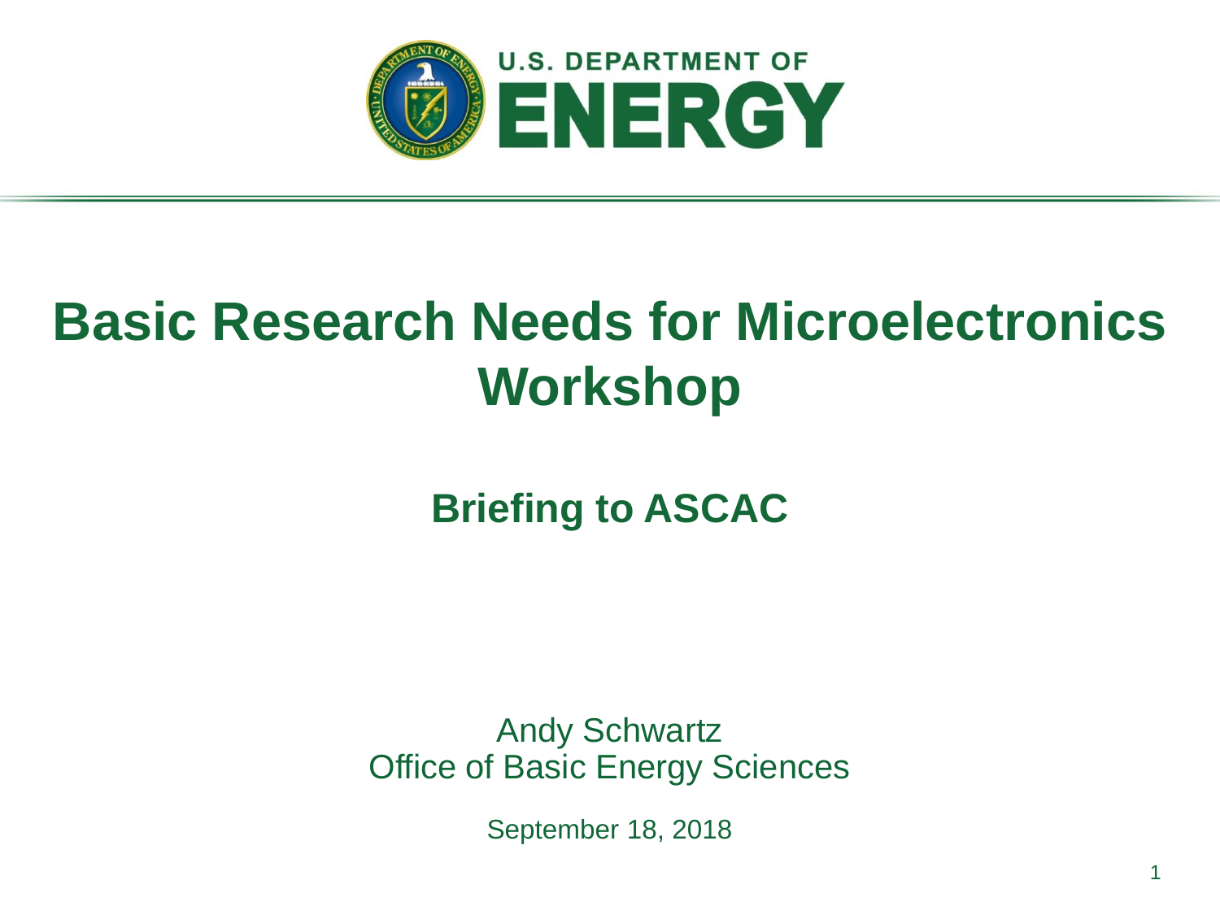U.S. DEPARTMENT OF **ENERGY**

# Basic Research Needs for Microelectronics Workshop

## Briefing to ASCAC

Andy Schwartz
Office of Basic Energy Sciences

September 18, 2018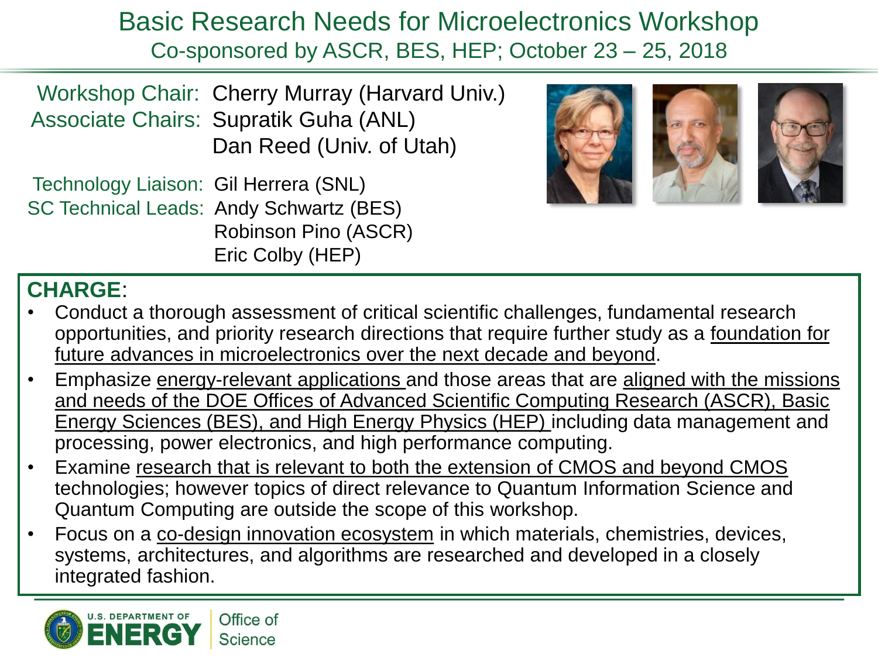# Basic Research Needs for Microelectronics Workshop

## Co-sponsored by ASCR, BES, HEP; October 23 – 25, 2018

Workshop Chair: Cherry Murray (Harvard Univ.)
Associate Chairs: Supratik Guha (ANL)
Dan Reed (Univ. of Utah)

Technology Liaison: Gil Herrera (SNL)
SC Technical Leads: Andy Schwartz (BES)
Robinson Pino (ASCR)
Eric Colby (HEP)

**CHARGE**:

- Conduct a thorough assessment of critical scientific challenges, fundamental research opportunities, and priority research directions that require further study as a foundation for future advances in microelectronics over the next decade and beyond.
- Emphasize energy-relevant applications and those areas that are aligned with the missions and needs of the DOE Offices of Advanced Scientific Computing Research (ASCR), Basic Energy Sciences (BES), and High Energy Physics (HEP) including data management and processing, power electronics, and high performance computing.
- Examine research that is relevant to both the extension of CMOS and beyond CMOS technologies; however topics of direct relevance to Quantum Information Science and Quantum Computing are outside the scope of this workshop.
- Focus on a co-design innovation ecosystem in which materials, chemistries, devices, systems, architectures, and algorithms are researched and developed in a closely integrated fashion.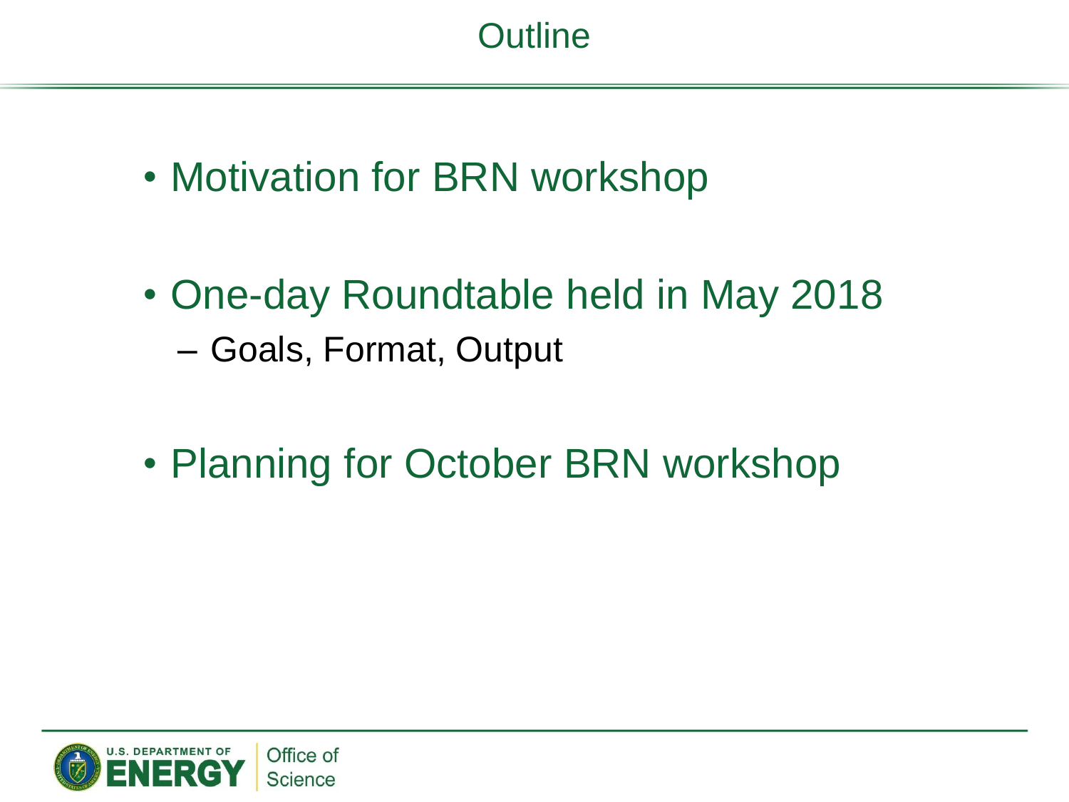# Outline

- Motivation for BRN workshop
- One-day Roundtable held in May 2018
  - Goals, Format, Output
- Planning for October BRN workshop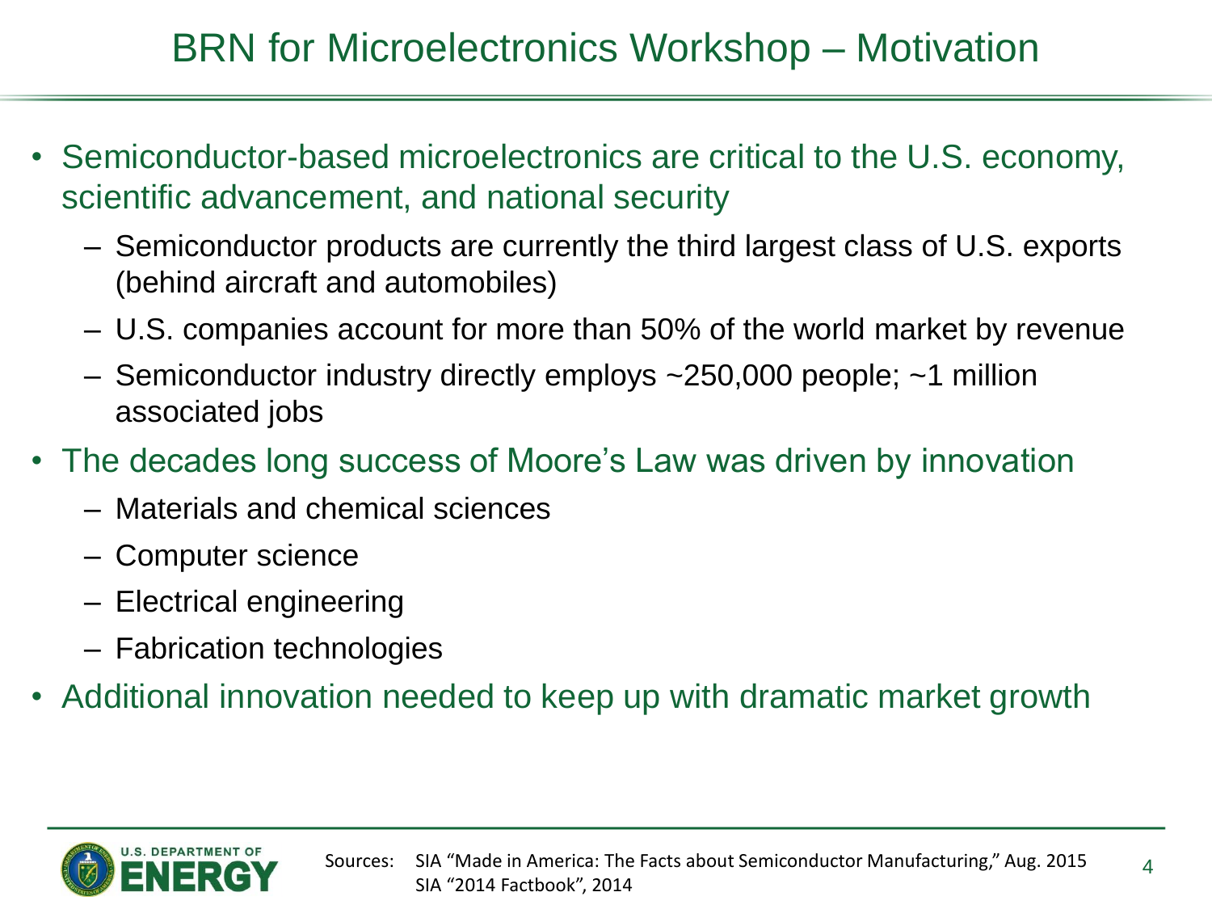# BRN for Microelectronics Workshop – Motivation

- Semiconductor-based microelectronics are critical to the U.S. economy, scientific advancement, and national security
  - Semiconductor products are currently the third largest class of U.S. exports (behind aircraft and automobiles)
  - U.S. companies account for more than 50% of the world market by revenue
  - Semiconductor industry directly employs ~250,000 people; ~1 million associated jobs
- The decades long success of Moore's Law was driven by innovation
  - Materials and chemical sciences
  - Computer science
  - Electrical engineering
  - Fabrication technologies
- Additional innovation needed to keep up with dramatic market growth

Sources: SIA "Made in America: The Facts about Semiconductor Manufacturing," Aug. 2015
SIA "2014 Factbook", 2014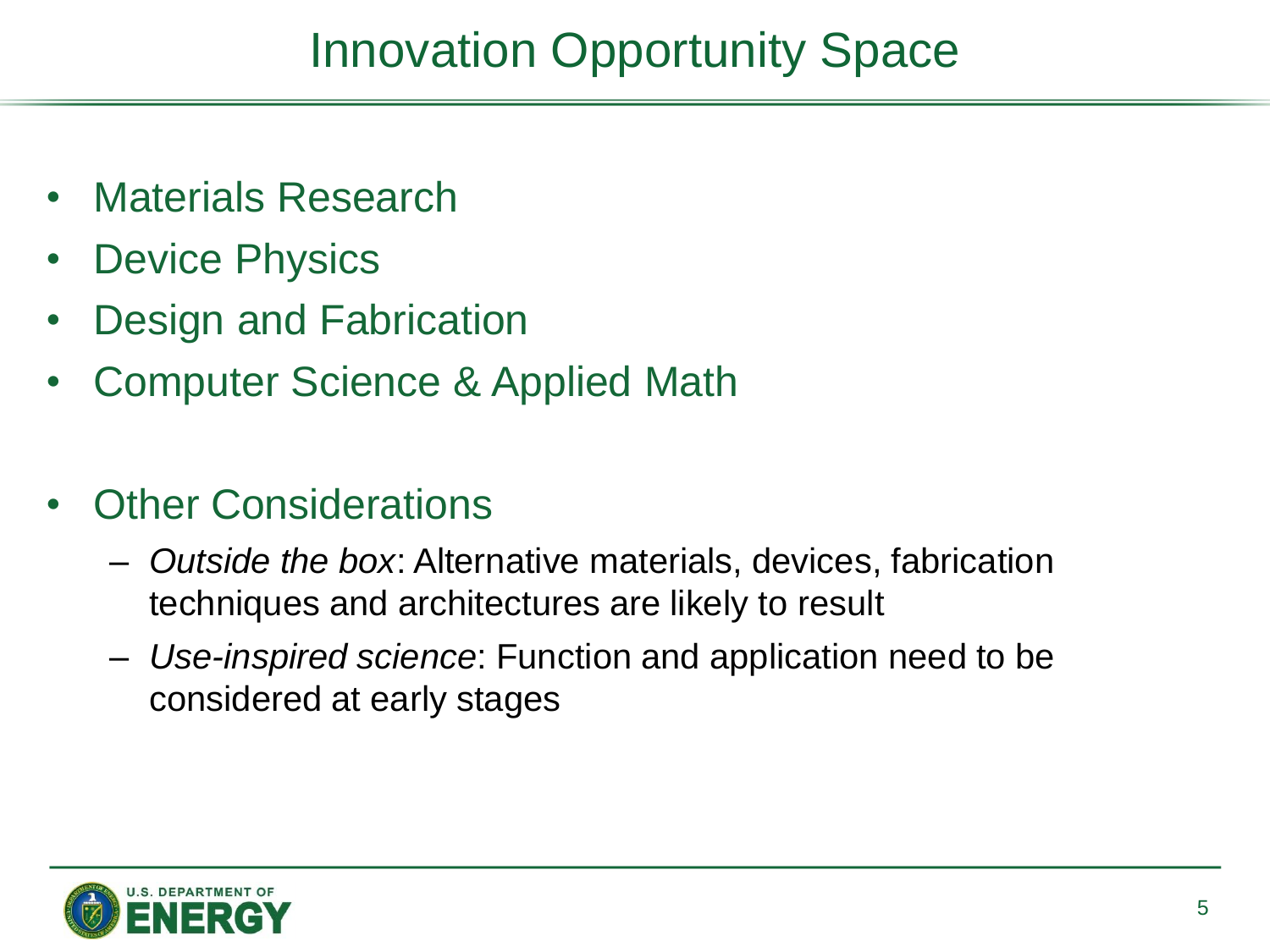# Innovation Opportunity Space

- Materials Research
- Device Physics
- Design and Fabrication
- Computer Science & Applied Math

- Other Considerations
  - *Outside the box*: Alternative materials, devices, fabrication techniques and architectures are likely to result
  - *Use-inspired science*: Function and application need to be considered at early stages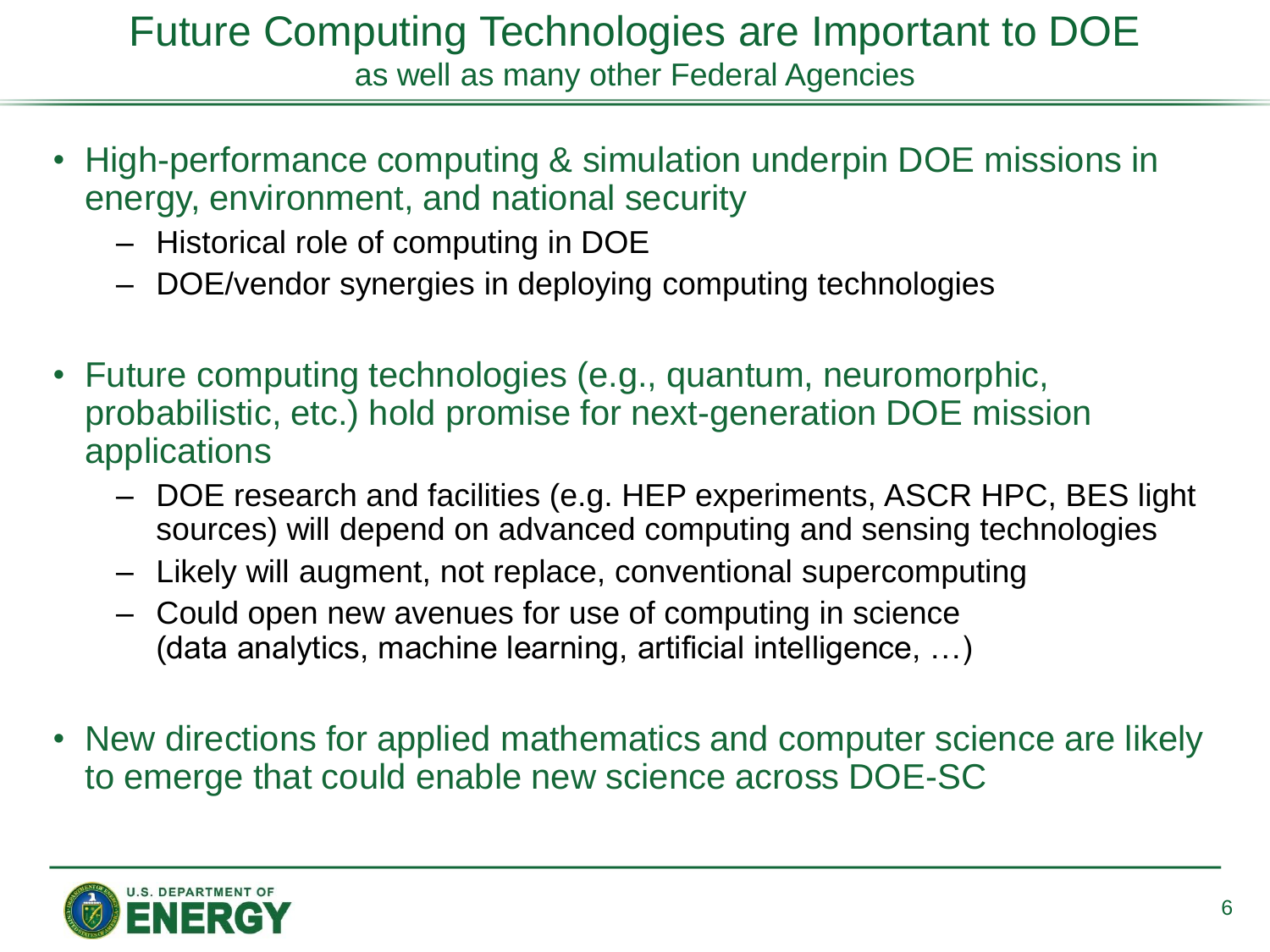# Future Computing Technologies are Important to DOE

## as well as many other Federal Agencies

- High-performance computing & simulation underpin DOE missions in energy, environment, and national security
  - Historical role of computing in DOE
  - DOE/vendor synergies in deploying computing technologies

- Future computing technologies (e.g., quantum, neuromorphic, probabilistic, etc.) hold promise for next-generation DOE mission applications
  - DOE research and facilities (e.g. HEP experiments, ASCR HPC, BES light sources) will depend on advanced computing and sensing technologies
  - Likely will augment, not replace, conventional supercomputing
  - Could open new avenues for use of computing in science (data analytics, machine learning, artificial intelligence, …)

- New directions for applied mathematics and computer science are likely to emerge that could enable new science across DOE-SC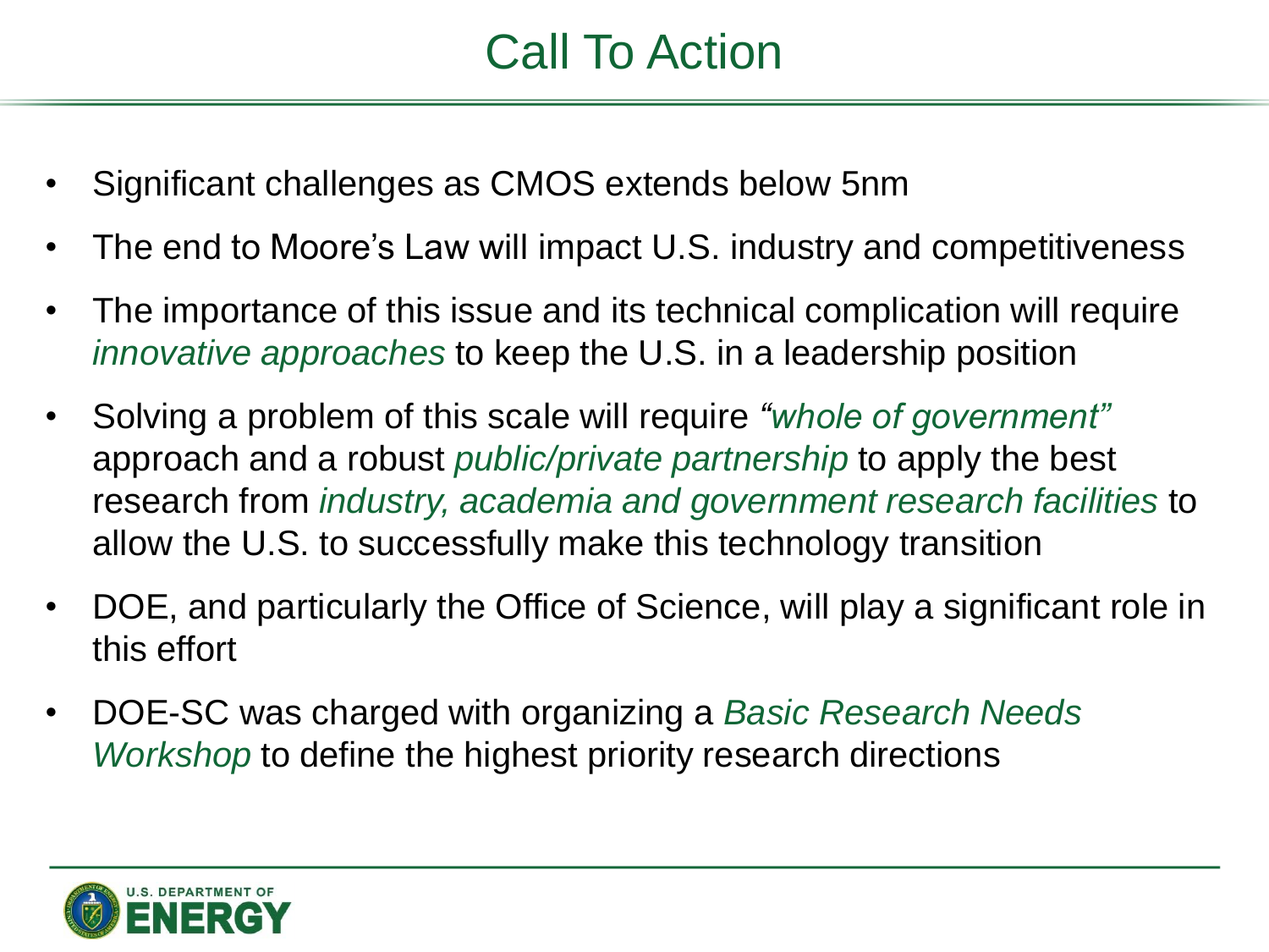# Call To Action

- Significant challenges as CMOS extends below 5nm
- The end to Moore's Law will impact U.S. industry and competitiveness
- The importance of this issue and its technical complication will require *innovative approaches* to keep the U.S. in a leadership position
- Solving a problem of this scale will require *"whole of government"* approach and a robust *public/private partnership* to apply the best research from *industry, academia and government research facilities* to allow the U.S. to successfully make this technology transition
- DOE, and particularly the Office of Science, will play a significant role in this effort
- DOE-SC was charged with organizing a *Basic Research Needs Workshop* to define the highest priority research directions

U.S. DEPARTMENT OF ENERGY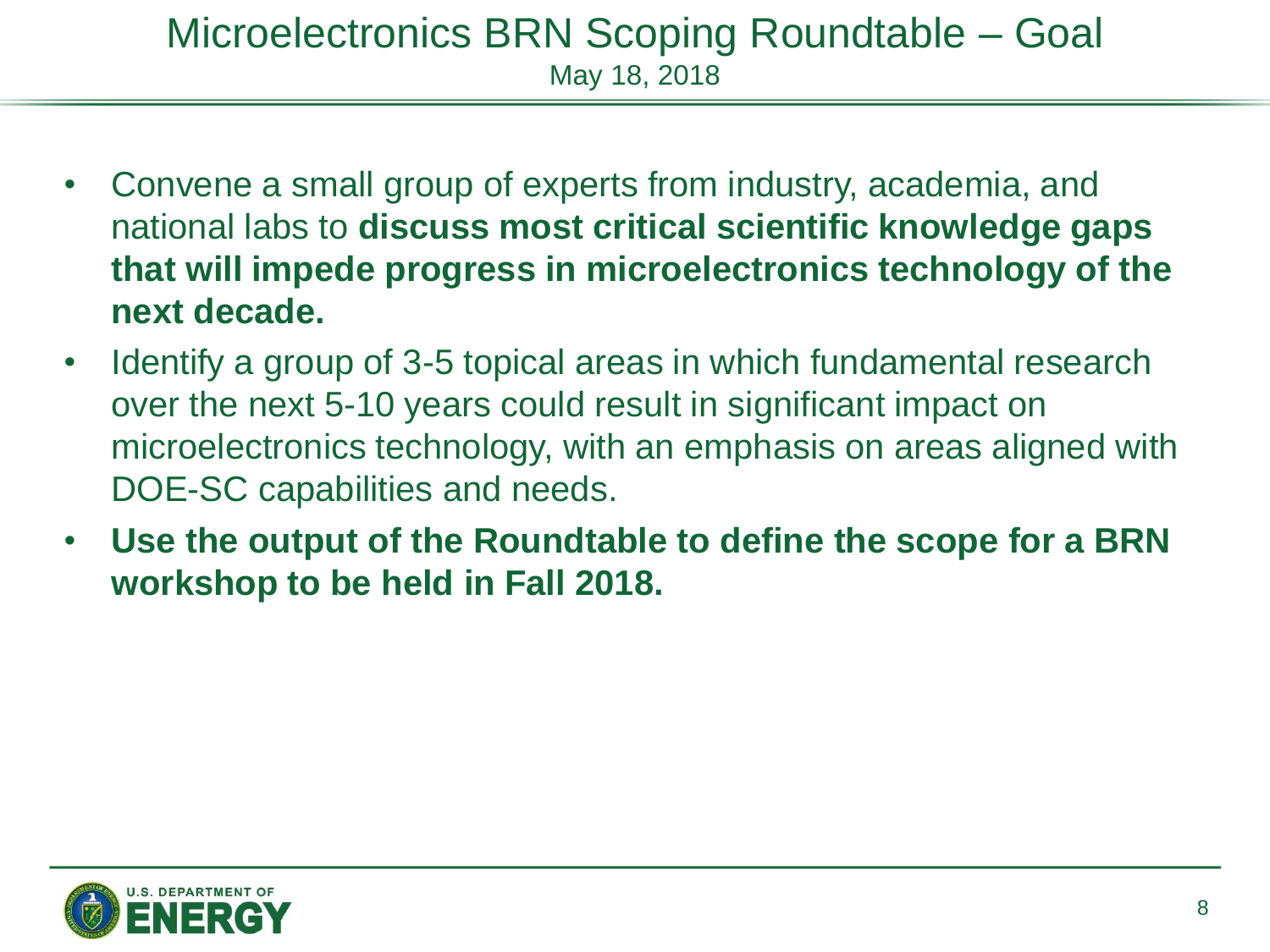# Microelectronics BRN Scoping Roundtable – Goal

May 18, 2018

- Convene a small group of experts from industry, academia, and national labs to **discuss most critical scientific knowledge gaps that will impede progress in microelectronics technology of the next decade.**
- Identify a group of 3-5 topical areas in which fundamental research over the next 5-10 years could result in significant impact on microelectronics technology, with an emphasis on areas aligned with DOE-SC capabilities and needs.
- **Use the output of the Roundtable to define the scope for a BRN workshop to be held in Fall 2018.**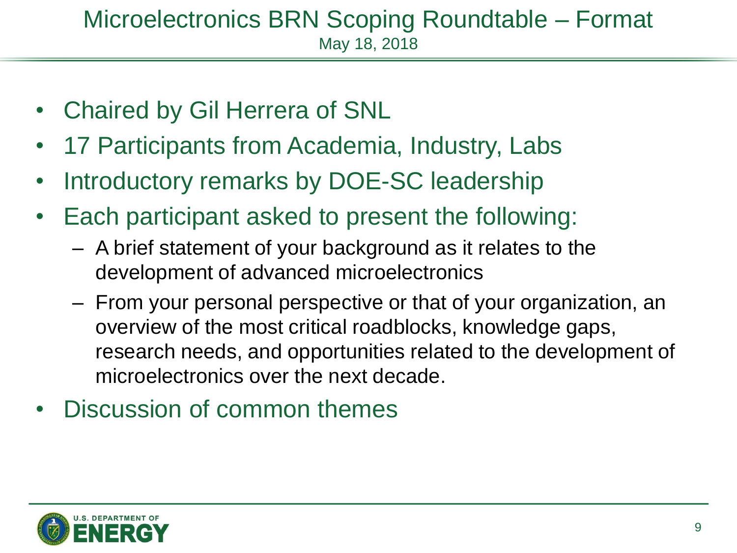# Microelectronics BRN Scoping Roundtable – Format

May 18, 2018

- Chaired by Gil Herrera of SNL
- 17 Participants from Academia, Industry, Labs
- Introductory remarks by DOE-SC leadership
- Each participant asked to present the following:
  - A brief statement of your background as it relates to the development of advanced microelectronics
  - From your personal perspective or that of your organization, an overview of the most critical roadblocks, knowledge gaps, research needs, and opportunities related to the development of microelectronics over the next decade.
- Discussion of common themes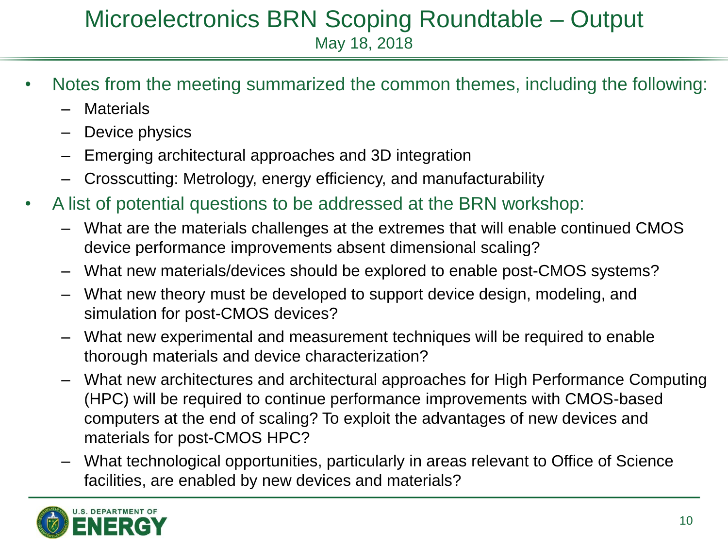# Microelectronics BRN Scoping Roundtable – Output

May 18, 2018

- Notes from the meeting summarized the common themes, including the following:
  - Materials
  - Device physics
  - Emerging architectural approaches and 3D integration
  - Crosscutting: Metrology, energy efficiency, and manufacturability
- A list of potential questions to be addressed at the BRN workshop:
  - What are the materials challenges at the extremes that will enable continued CMOS device performance improvements absent dimensional scaling?
  - What new materials/devices should be explored to enable post-CMOS systems?
  - What new theory must be developed to support device design, modeling, and simulation for post-CMOS devices?
  - What new experimental and measurement techniques will be required to enable thorough materials and device characterization?
  - What new architectures and architectural approaches for High Performance Computing (HPC) will be required to continue performance improvements with CMOS-based computers at the end of scaling? To exploit the advantages of new devices and materials for post-CMOS HPC?
  - What technological opportunities, particularly in areas relevant to Office of Science facilities, are enabled by new devices and materials?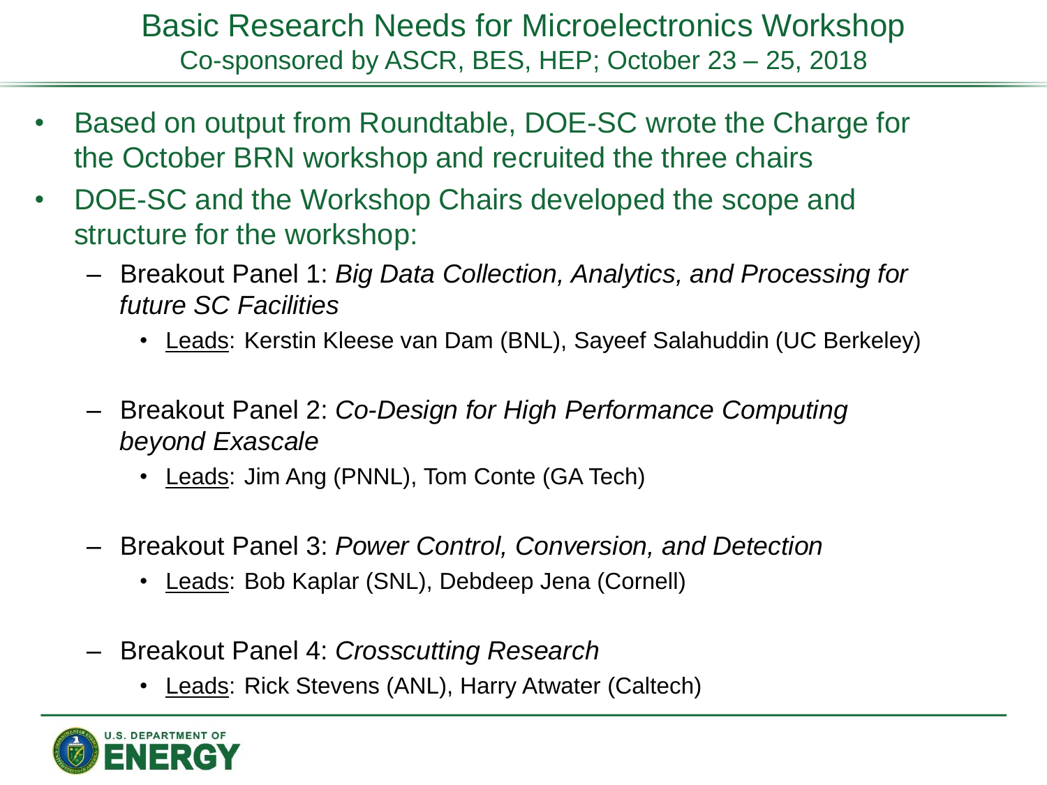# Basic Research Needs for Microelectronics Workshop

## Co-sponsored by ASCR, BES, HEP; October 23 – 25, 2018

- Based on output from Roundtable, DOE-SC wrote the Charge for the October BRN workshop and recruited the three chairs
- DOE-SC and the Workshop Chairs developed the scope and structure for the workshop:
  - Breakout Panel 1: *Big Data Collection, Analytics, and Processing for future SC Facilities*
    - Leads: Kerstin Kleese van Dam (BNL), Sayeef Salahuddin (UC Berkeley)
  - Breakout Panel 2: *Co-Design for High Performance Computing beyond Exascale*
    - Leads: Jim Ang (PNNL), Tom Conte (GA Tech)
  - Breakout Panel 3: *Power Control, Conversion, and Detection*
    - Leads: Bob Kaplar (SNL), Debdeep Jena (Cornell)
  - Breakout Panel 4: *Crosscutting Research*
    - Leads: Rick Stevens (ANL), Harry Atwater (Caltech)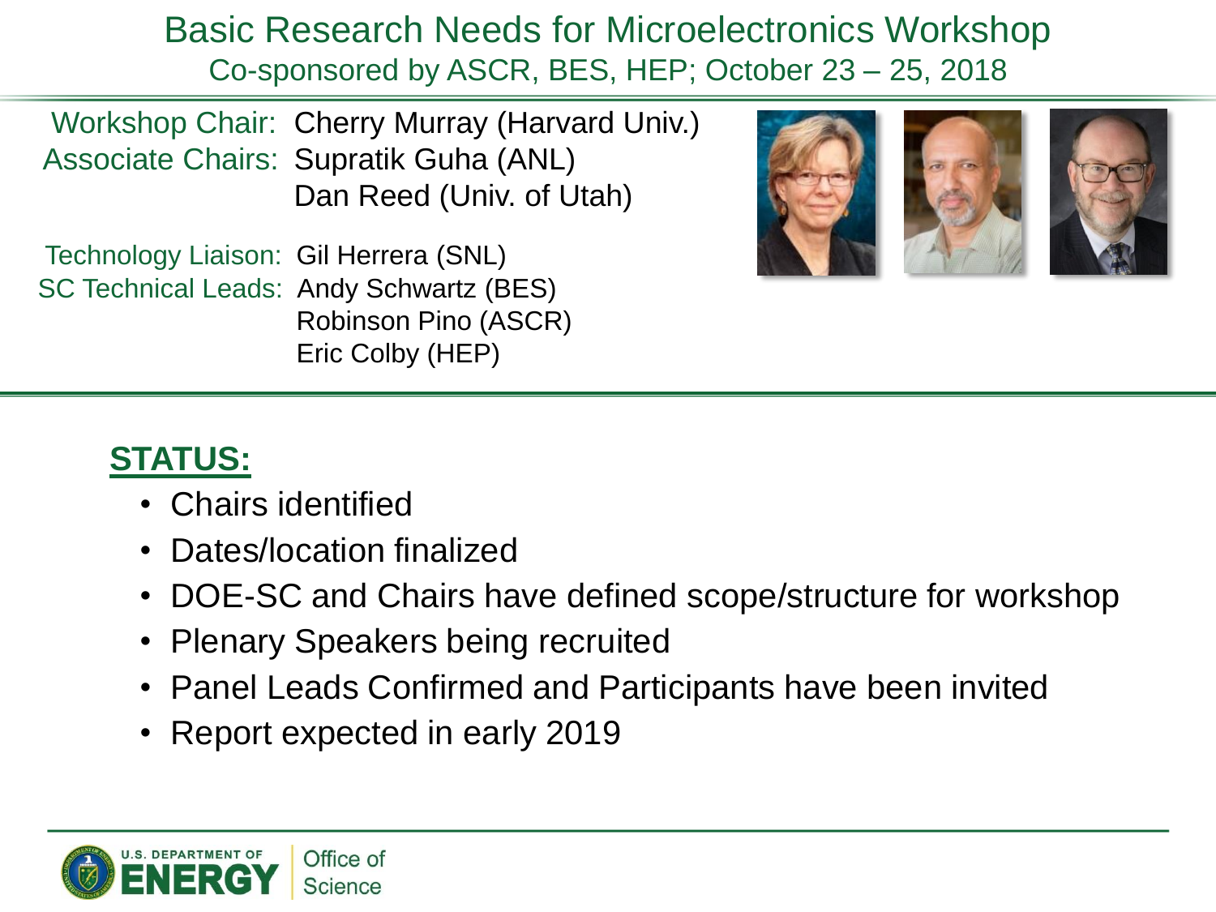# Basic Research Needs for Microelectronics Workshop

Co-sponsored by ASCR, BES, HEP; October 23 – 25, 2018

Workshop Chair: Cherry Murray (Harvard Univ.)
Associate Chairs: Supratik Guha (ANL)
Dan Reed (Univ. of Utah)

Technology Liaison: Gil Herrera (SNL)
SC Technical Leads: Andy Schwartz (BES)
Robinson Pino (ASCR)
Eric Colby (HEP)

**STATUS:**

- Chairs identified
- Dates/location finalized
- DOE-SC and Chairs have defined scope/structure for workshop
- Plenary Speakers being recruited
- Panel Leads Confirmed and Participants have been invited
- Report expected in early 2019